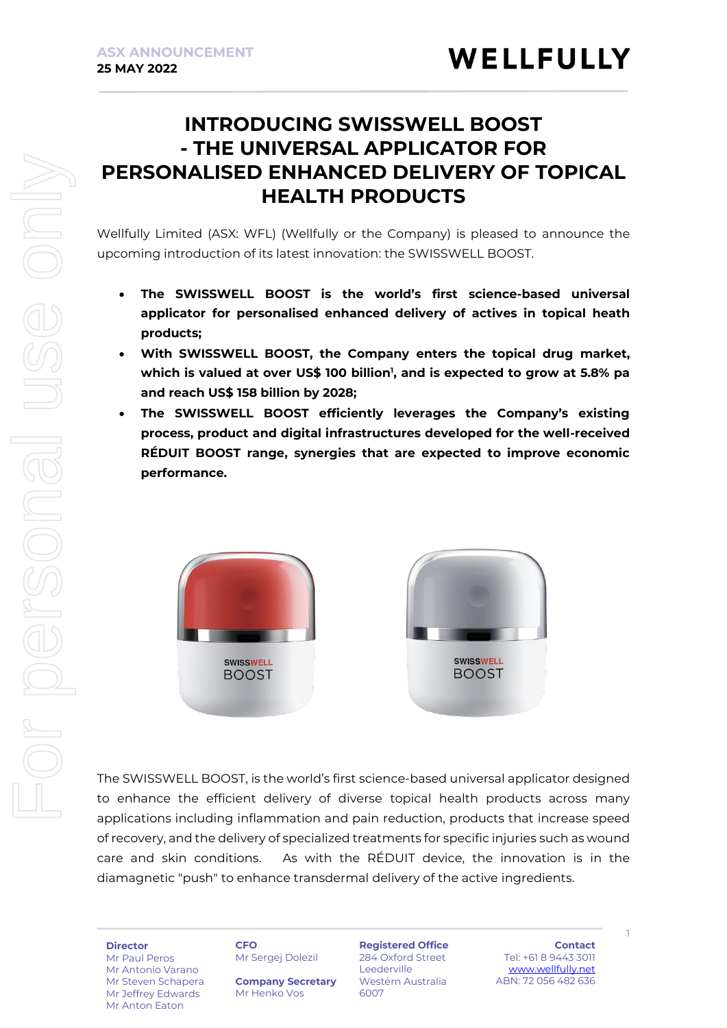ASX ANNOUNCEMENT
**25 MAY 2022**

# INTRODUCING SWISSWELL BOOST - THE UNIVERSAL APPLICATOR FOR PERSONALISED ENHANCED DELIVERY OF TOPICAL HEALTH PRODUCTS

Wellfully Limited (ASX: WFL) (Wellfully or the Company) is pleased to announce the upcoming introduction of its latest innovation: the SWISSWELL BOOST.

- **The SWISSWELL BOOST is the world's first science-based universal applicator for personalised enhanced delivery of actives in topical heath products;**
- **With SWISSWELL BOOST, the Company enters the topical drug market, which is valued at over US$ 100 billion[1], and is expected to grow at 5.8% pa and reach US$ 158 billion by 2028;**
- **The SWISSWELL BOOST efficiently leverages the Company's existing process, product and digital infrastructures developed for the well-received RÉDUIT BOOST range, synergies that are expected to improve economic performance.**

The SWISSWELL BOOST, is the world's first science-based universal applicator designed to enhance the efficient delivery of diverse topical health products across many applications including inflammation and pain reduction, products that increase speed of recovery, and the delivery of specialized treatments for specific injuries such as wound care and skin conditions. As with the RÉDUIT device, the innovation is in the diamagnetic "push" to enhance transdermal delivery of the active ingredients.

**Director**
Mr Paul Peros
Mr Antonio Varano
Mr Steven Schapera
Mr Jeffrey Edwards
Mr Anton Eaton

**CFO**
Mr Sergej Dolezil

**Company Secretary**
Mr Henko Vos

**Registered Office**
284 Oxford Street
Leederville
Western Australia
6007

**Contact**
Tel: +61 8 9443 3011
www.wellfully.net
ABN: 72 056 482 636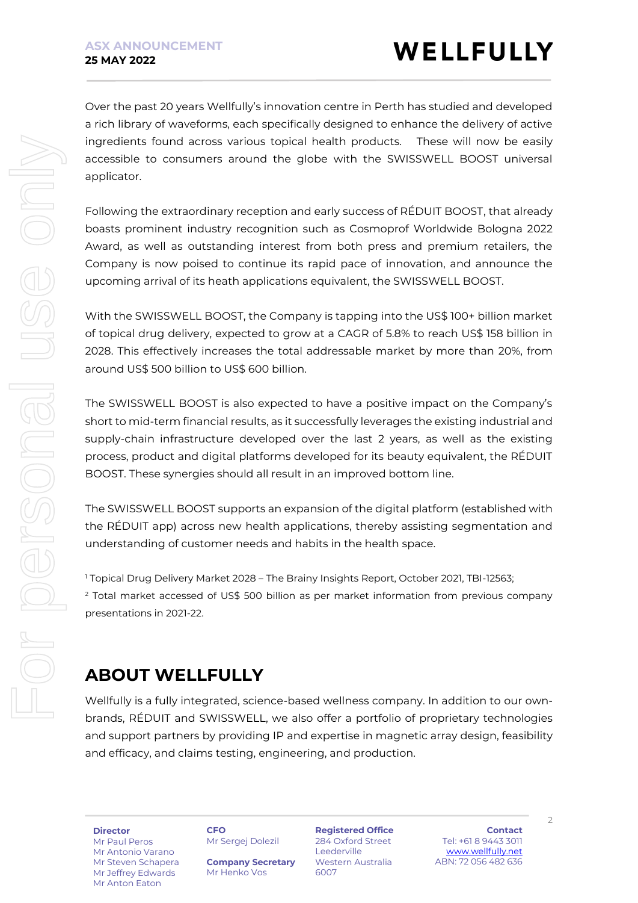Over the past 20 years Wellfully's innovation centre in Perth has studied and developed a rich library of waveforms, each specifically designed to enhance the delivery of active ingredients found across various topical health products. These will now be easily accessible to consumers around the globe with the SWISSWELL BOOST universal applicator.

Following the extraordinary reception and early success of RÉDUIT BOOST, that already boasts prominent industry recognition such as Cosmoprof Worldwide Bologna 2022 Award, as well as outstanding interest from both press and premium retailers, the Company is now poised to continue its rapid pace of innovation, and announce the upcoming arrival of its heath applications equivalent, the SWISSWELL BOOST.

With the SWISSWELL BOOST, the Company is tapping into the US$ 100+ billion market of topical drug delivery, expected to grow at a CAGR of 5.8% to reach US$ 158 billion in 2028. This effectively increases the total addressable market by more than 20%, from around US$ 500 billion to US$ 600 billion.

The SWISSWELL BOOST is also expected to have a positive impact on the Company's short to mid-term financial results, as it successfully leverages the existing industrial and supply-chain infrastructure developed over the last 2 years, as well as the existing process, product and digital platforms developed for its beauty equivalent, the RÉDUIT BOOST. These synergies should all result in an improved bottom line.

The SWISSWELL BOOST supports an expansion of the digital platform (established with the RÉDUIT app) across new health applications, thereby assisting segmentation and understanding of customer needs and habits in the health space.

[1] Topical Drug Delivery Market 2028 – The Brainy Insights Report, October 2021, TBI-12563;
[2] Total market accessed of US$ 500 billion as per market information from previous company presentations in 2021-22.

## ABOUT WELLFULLY

Wellfully is a fully integrated, science-based wellness company. In addition to our own-brands, RÉDUIT and SWISSWELL, we also offer a portfolio of proprietary technologies and support partners by providing IP and expertise in magnetic array design, feasibility and efficacy, and claims testing, engineering, and production.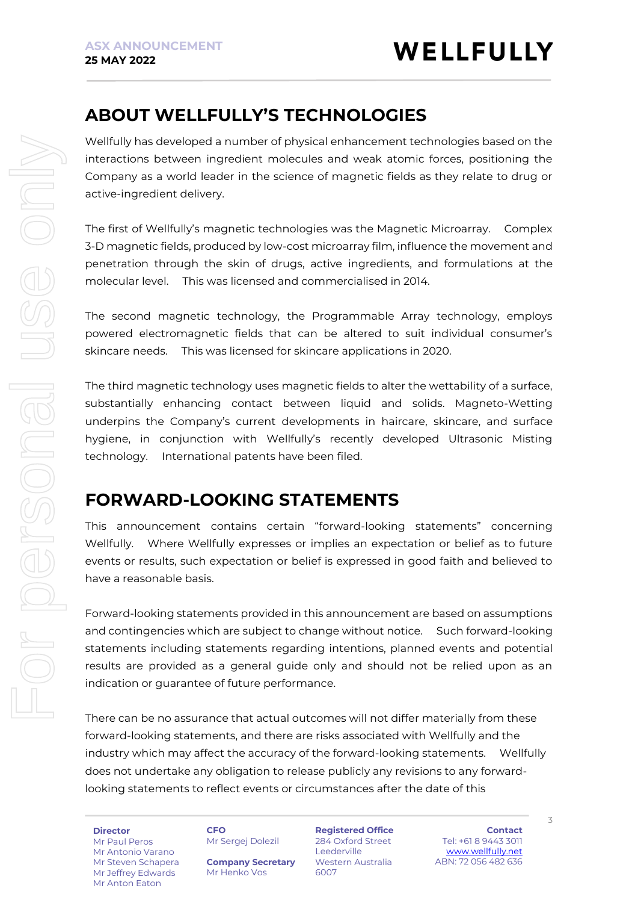## ABOUT WELLFULLY'S TECHNOLOGIES

Wellfully has developed a number of physical enhancement technologies based on the interactions between ingredient molecules and weak atomic forces, positioning the Company as a world leader in the science of magnetic fields as they relate to drug or active-ingredient delivery.

The first of Wellfully's magnetic technologies was the Magnetic Microarray. Complex 3-D magnetic fields, produced by low-cost microarray film, influence the movement and penetration through the skin of drugs, active ingredients, and formulations at the molecular level. This was licensed and commercialised in 2014.

The second magnetic technology, the Programmable Array technology, employs powered electromagnetic fields that can be altered to suit individual consumer's skincare needs. This was licensed for skincare applications in 2020.

The third magnetic technology uses magnetic fields to alter the wettability of a surface, substantially enhancing contact between liquid and solids. Magneto-Wetting underpins the Company's current developments in haircare, skincare, and surface hygiene, in conjunction with Wellfully's recently developed Ultrasonic Misting technology. International patents have been filed.

## FORWARD-LOOKING STATEMENTS

This announcement contains certain "forward-looking statements" concerning Wellfully. Where Wellfully expresses or implies an expectation or belief as to future events or results, such expectation or belief is expressed in good faith and believed to have a reasonable basis.

Forward-looking statements provided in this announcement are based on assumptions and contingencies which are subject to change without notice. Such forward-looking statements including statements regarding intentions, planned events and potential results are provided as a general guide only and should not be relied upon as an indication or guarantee of future performance.

There can be no assurance that actual outcomes will not differ materially from these forward-looking statements, and there are risks associated with Wellfully and the industry which may affect the accuracy of the forward-looking statements. Wellfully does not undertake any obligation to release publicly any revisions to any forward-looking statements to reflect events or circumstances after the date of this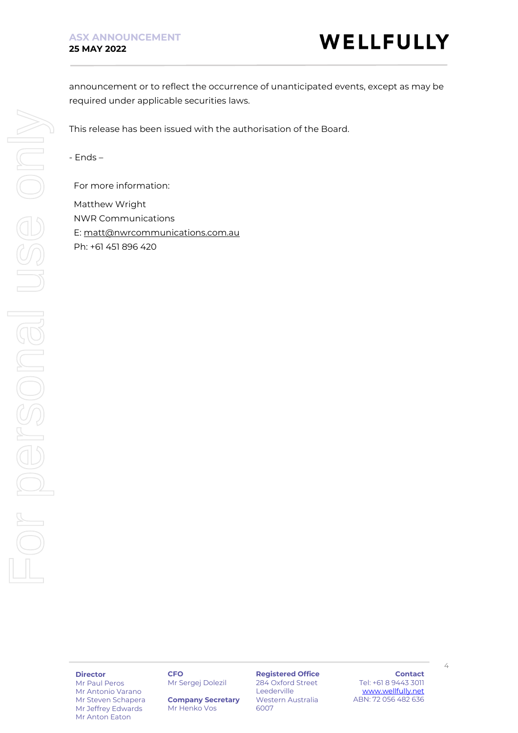announcement or to reflect the occurrence of unanticipated events, except as may be required under applicable securities laws.

This release has been issued with the authorisation of the Board.

- Ends –

For more information:

Matthew Wright
NWR Communications
E: matt@nwrcommunications.com.au
Ph: +61 451 896 420